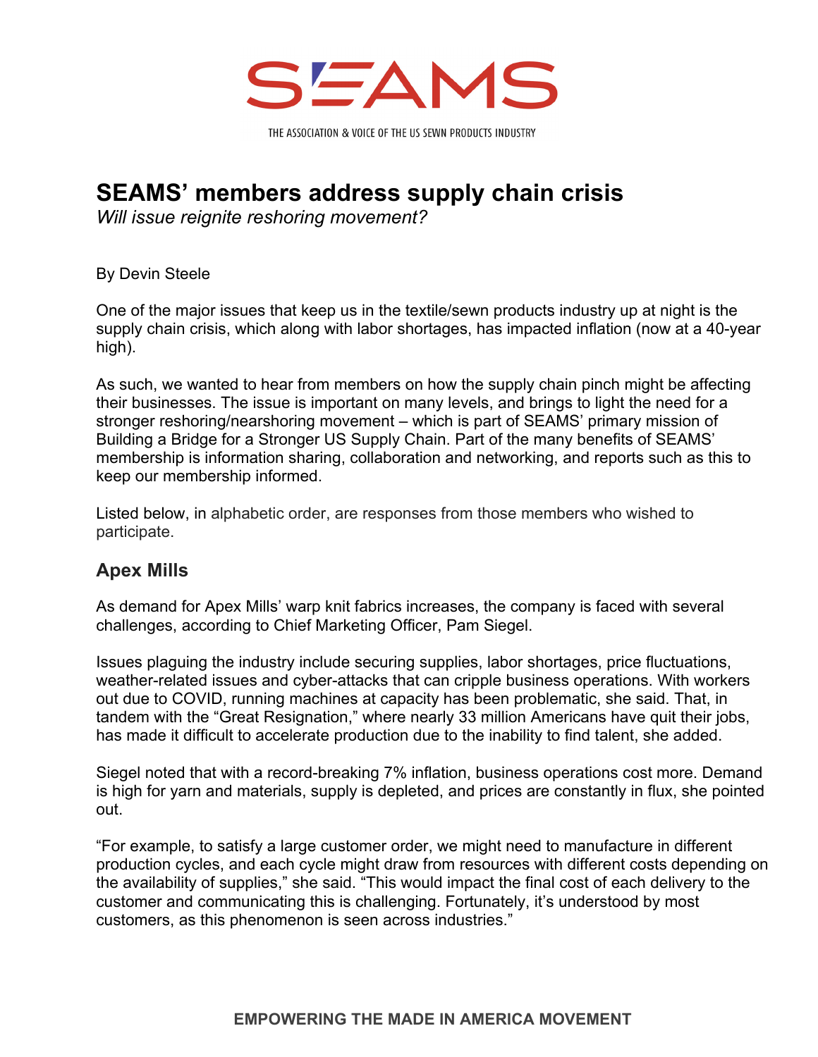SEAMS

THE ASSOCIATION & VOICE OF THE US SEWN PRODUCTS INDUSTRY

# SEAMS' members address supply chain crisis

*Will issue reignite reshoring movement?*

By Devin Steele

One of the major issues that keep us in the textile/sewn products industry up at night is the supply chain crisis, which along with labor shortages, has impacted inflation (now at a 40-year high).

As such, we wanted to hear from members on how the supply chain pinch might be affecting their businesses. The issue is important on many levels, and brings to light the need for a stronger reshoring/nearshoring movement – which is part of SEAMS' primary mission of Building a Bridge for a Stronger US Supply Chain. Part of the many benefits of SEAMS' membership is information sharing, collaboration and networking, and reports such as this to keep our membership informed.

Listed below, in alphabetic order, are responses from those members who wished to participate.

## Apex Mills

As demand for Apex Mills' warp knit fabrics increases, the company is faced with several challenges, according to Chief Marketing Officer, Pam Siegel.

Issues plaguing the industry include securing supplies, labor shortages, price fluctuations, weather-related issues and cyber-attacks that can cripple business operations. With workers out due to COVID, running machines at capacity has been problematic, she said. That, in tandem with the "Great Resignation," where nearly 33 million Americans have quit their jobs, has made it difficult to accelerate production due to the inability to find talent, she added.

Siegel noted that with a record-breaking 7% inflation, business operations cost more. Demand is high for yarn and materials, supply is depleted, and prices are constantly in flux, she pointed out.

"For example, to satisfy a large customer order, we might need to manufacture in different production cycles, and each cycle might draw from resources with different costs depending on the availability of supplies," she said. "This would impact the final cost of each delivery to the customer and communicating this is challenging. Fortunately, it's understood by most customers, as this phenomenon is seen across industries."

EMPOWERING THE MADE IN AMERICA MOVEMENT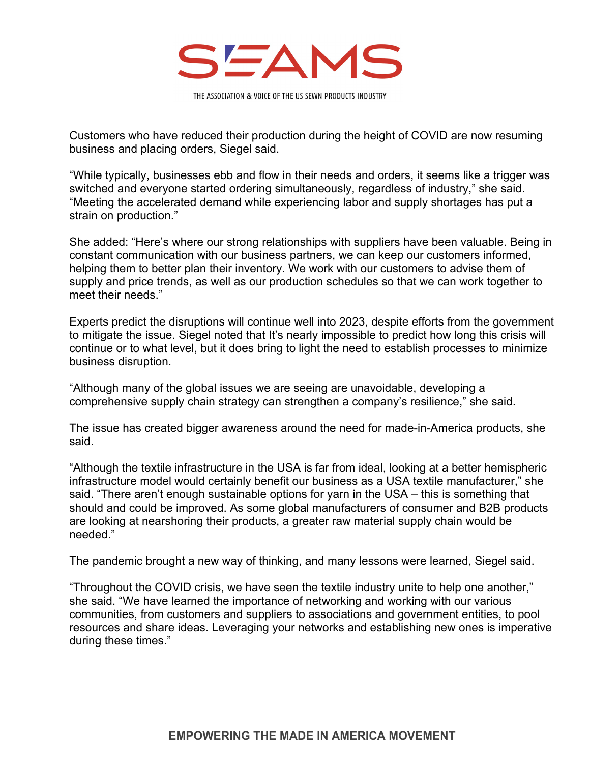Customers who have reduced their production during the height of COVID are now resuming business and placing orders, Siegel said.

"While typically, businesses ebb and flow in their needs and orders, it seems like a trigger was switched and everyone started ordering simultaneously, regardless of industry," she said. "Meeting the accelerated demand while experiencing labor and supply shortages has put a strain on production."

She added: "Here's where our strong relationships with suppliers have been valuable. Being in constant communication with our business partners, we can keep our customers informed, helping them to better plan their inventory. We work with our customers to advise them of supply and price trends, as well as our production schedules so that we can work together to meet their needs."

Experts predict the disruptions will continue well into 2023, despite efforts from the government to mitigate the issue. Siegel noted that It's nearly impossible to predict how long this crisis will continue or to what level, but it does bring to light the need to establish processes to minimize business disruption.

"Although many of the global issues we are seeing are unavoidable, developing a comprehensive supply chain strategy can strengthen a company's resilience," she said.

The issue has created bigger awareness around the need for made-in-America products, she said.

"Although the textile infrastructure in the USA is far from ideal, looking at a better hemispheric infrastructure model would certainly benefit our business as a USA textile manufacturer," she said. "There aren't enough sustainable options for yarn in the USA – this is something that should and could be improved. As some global manufacturers of consumer and B2B products are looking at nearshoring their products, a greater raw material supply chain would be needed."

The pandemic brought a new way of thinking, and many lessons were learned, Siegel said.

"Throughout the COVID crisis, we have seen the textile industry unite to help one another," she said. "We have learned the importance of networking and working with our various communities, from customers and suppliers to associations and government entities, to pool resources and share ideas. Leveraging your networks and establishing new ones is imperative during these times."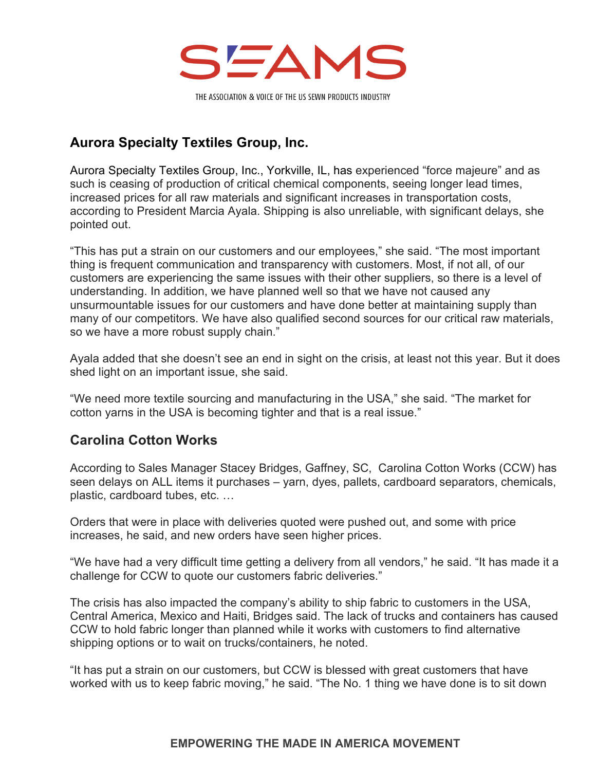## Aurora Specialty Textiles Group, Inc.

Aurora Specialty Textiles Group, Inc., Yorkville, IL, has experienced "force majeure" and as such is ceasing of production of critical chemical components, seeing longer lead times, increased prices for all raw materials and significant increases in transportation costs, according to President Marcia Ayala. Shipping is also unreliable, with significant delays, she pointed out.

"This has put a strain on our customers and our employees," she said. "The most important thing is frequent communication and transparency with customers. Most, if not all, of our customers are experiencing the same issues with their other suppliers, so there is a level of understanding. In addition, we have planned well so that we have not caused any unsurmountable issues for our customers and have done better at maintaining supply than many of our competitors. We have also qualified second sources for our critical raw materials, so we have a more robust supply chain."

Ayala added that she doesn't see an end in sight on the crisis, at least not this year. But it does shed light on an important issue, she said.

"We need more textile sourcing and manufacturing in the USA," she said. "The market for cotton yarns in the USA is becoming tighter and that is a real issue."

## Carolina Cotton Works

According to Sales Manager Stacey Bridges, Gaffney, SC, Carolina Cotton Works (CCW) has seen delays on ALL items it purchases – yarn, dyes, pallets, cardboard separators, chemicals, plastic, cardboard tubes, etc. …

Orders that were in place with deliveries quoted were pushed out, and some with price increases, he said, and new orders have seen higher prices.

"We have had a very difficult time getting a delivery from all vendors," he said. "It has made it a challenge for CCW to quote our customers fabric deliveries."

The crisis has also impacted the company's ability to ship fabric to customers in the USA, Central America, Mexico and Haiti, Bridges said. The lack of trucks and containers has caused CCW to hold fabric longer than planned while it works with customers to find alternative shipping options or to wait on trucks/containers, he noted.

"It has put a strain on our customers, but CCW is blessed with great customers that have worked with us to keep fabric moving," he said. "The No. 1 thing we have done is to sit down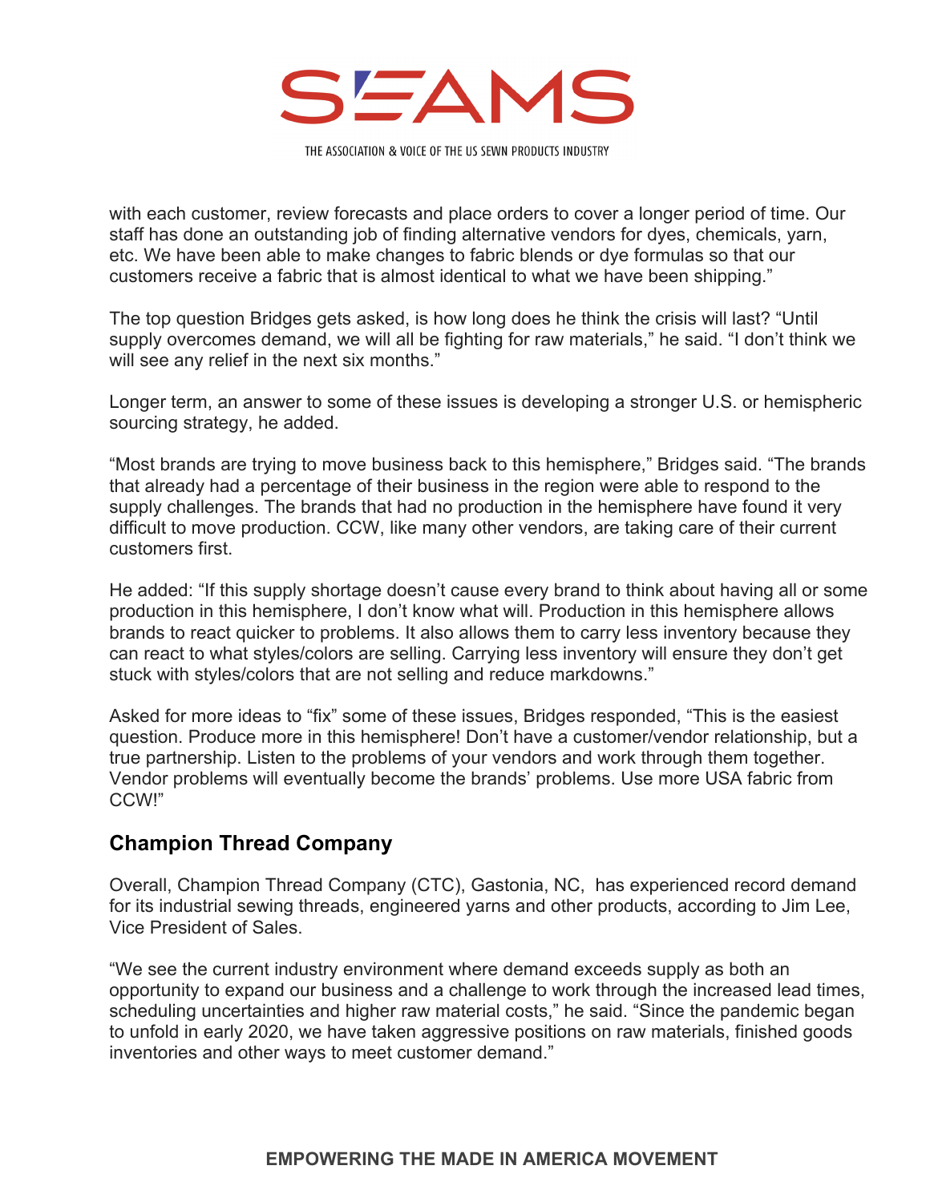with each customer, review forecasts and place orders to cover a longer period of time. Our staff has done an outstanding job of finding alternative vendors for dyes, chemicals, yarn, etc. We have been able to make changes to fabric blends or dye formulas so that our customers receive a fabric that is almost identical to what we have been shipping."

The top question Bridges gets asked, is how long does he think the crisis will last? "Until supply overcomes demand, we will all be fighting for raw materials," he said. "I don't think we will see any relief in the next six months."

Longer term, an answer to some of these issues is developing a stronger U.S. or hemispheric sourcing strategy, he added.

"Most brands are trying to move business back to this hemisphere," Bridges said. "The brands that already had a percentage of their business in the region were able to respond to the supply challenges. The brands that had no production in the hemisphere have found it very difficult to move production. CCW, like many other vendors, are taking care of their current customers first.

He added: "If this supply shortage doesn't cause every brand to think about having all or some production in this hemisphere, I don't know what will. Production in this hemisphere allows brands to react quicker to problems. It also allows them to carry less inventory because they can react to what styles/colors are selling. Carrying less inventory will ensure they don't get stuck with styles/colors that are not selling and reduce markdowns."

Asked for more ideas to "fix" some of these issues, Bridges responded, "This is the easiest question. Produce more in this hemisphere! Don't have a customer/vendor relationship, but a true partnership. Listen to the problems of your vendors and work through them together. Vendor problems will eventually become the brands' problems. Use more USA fabric from CCW!"

## Champion Thread Company

Overall, Champion Thread Company (CTC), Gastonia, NC, has experienced record demand for its industrial sewing threads, engineered yarns and other products, according to Jim Lee, Vice President of Sales.

"We see the current industry environment where demand exceeds supply as both an opportunity to expand our business and a challenge to work through the increased lead times, scheduling uncertainties and higher raw material costs," he said. "Since the pandemic began to unfold in early 2020, we have taken aggressive positions on raw materials, finished goods inventories and other ways to meet customer demand."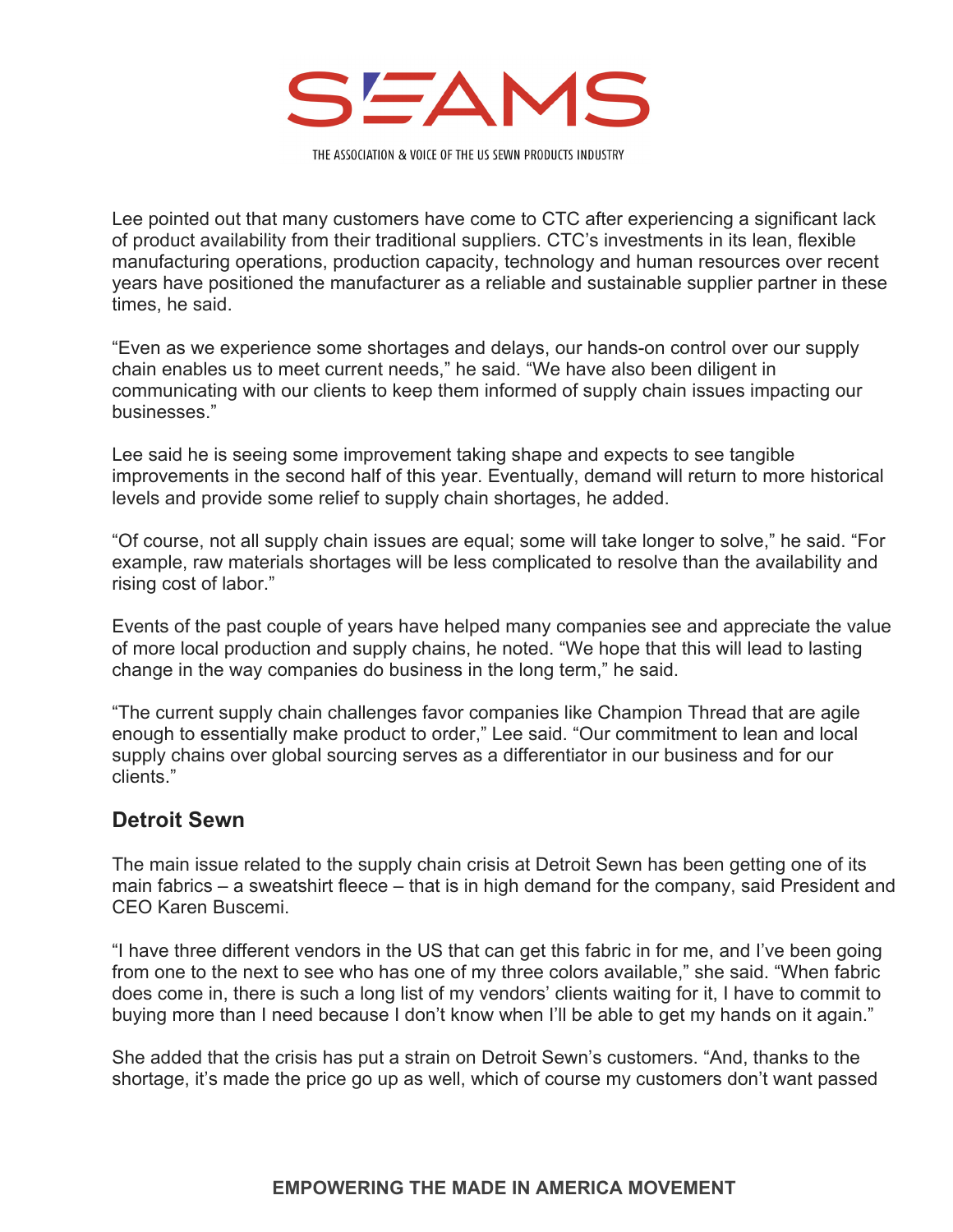Lee pointed out that many customers have come to CTC after experiencing a significant lack of product availability from their traditional suppliers. CTC's investments in its lean, flexible manufacturing operations, production capacity, technology and human resources over recent years have positioned the manufacturer as a reliable and sustainable supplier partner in these times, he said.

"Even as we experience some shortages and delays, our hands-on control over our supply chain enables us to meet current needs," he said. "We have also been diligent in communicating with our clients to keep them informed of supply chain issues impacting our businesses."

Lee said he is seeing some improvement taking shape and expects to see tangible improvements in the second half of this year. Eventually, demand will return to more historical levels and provide some relief to supply chain shortages, he added.

"Of course, not all supply chain issues are equal; some will take longer to solve," he said. "For example, raw materials shortages will be less complicated to resolve than the availability and rising cost of labor."

Events of the past couple of years have helped many companies see and appreciate the value of more local production and supply chains, he noted. "We hope that this will lead to lasting change in the way companies do business in the long term," he said.

"The current supply chain challenges favor companies like Champion Thread that are agile enough to essentially make product to order," Lee said. "Our commitment to lean and local supply chains over global sourcing serves as a differentiator in our business and for our clients."

## Detroit Sewn

The main issue related to the supply chain crisis at Detroit Sewn has been getting one of its main fabrics – a sweatshirt fleece – that is in high demand for the company, said President and CEO Karen Buscemi.

"I have three different vendors in the US that can get this fabric in for me, and I've been going from one to the next to see who has one of my three colors available," she said. "When fabric does come in, there is such a long list of my vendors' clients waiting for it, I have to commit to buying more than I need because I don't know when I'll be able to get my hands on it again."

She added that the crisis has put a strain on Detroit Sewn's customers. "And, thanks to the shortage, it's made the price go up as well, which of course my customers don't want passed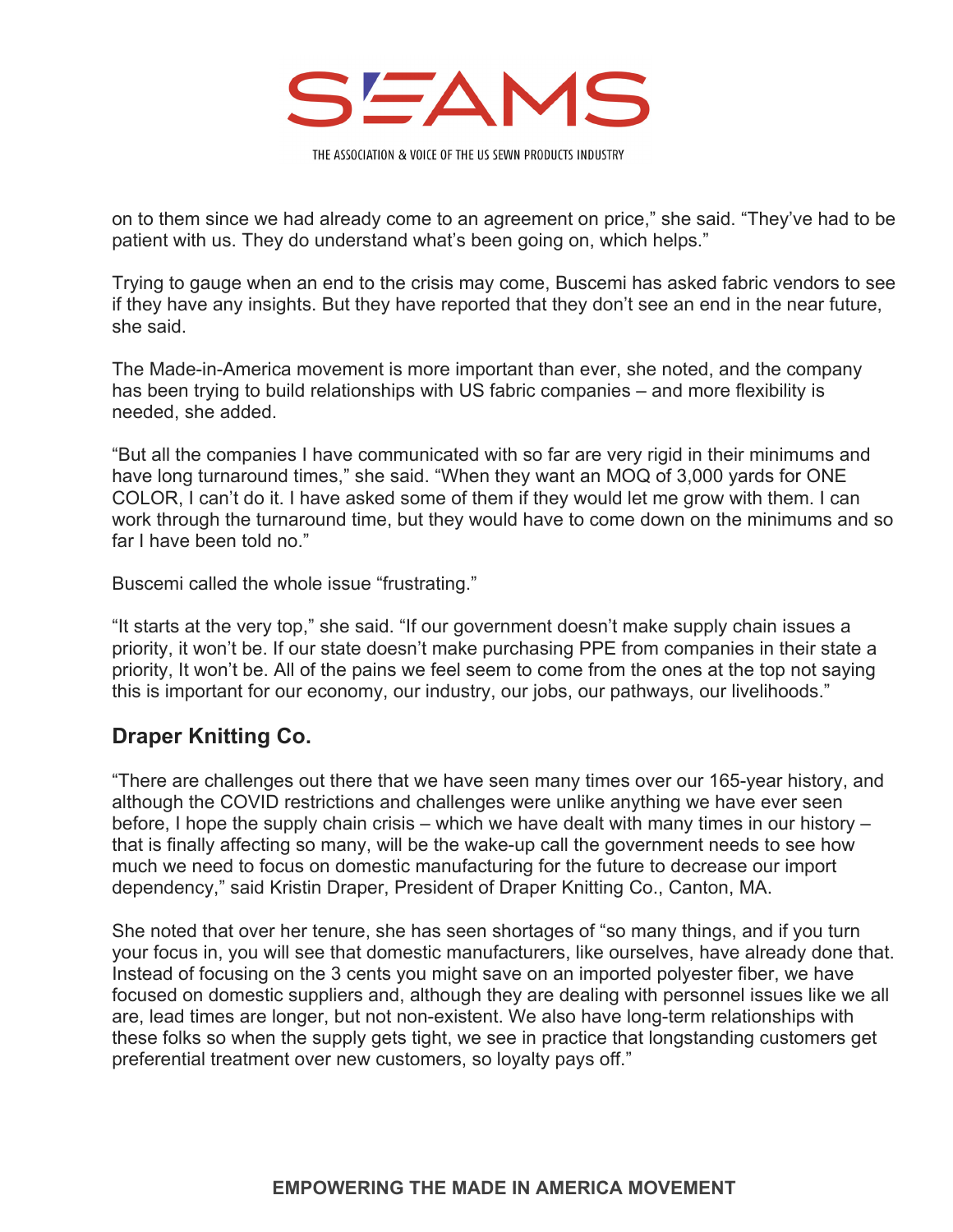on to them since we had already come to an agreement on price," she said. "They've had to be patient with us. They do understand what's been going on, which helps."

Trying to gauge when an end to the crisis may come, Buscemi has asked fabric vendors to see if they have any insights. But they have reported that they don't see an end in the near future, she said.

The Made-in-America movement is more important than ever, she noted, and the company has been trying to build relationships with US fabric companies – and more flexibility is needed, she added.

"But all the companies I have communicated with so far are very rigid in their minimums and have long turnaround times," she said. "When they want an MOQ of 3,000 yards for ONE COLOR, I can't do it. I have asked some of them if they would let me grow with them. I can work through the turnaround time, but they would have to come down on the minimums and so far I have been told no."

Buscemi called the whole issue "frustrating."

"It starts at the very top," she said. "If our government doesn't make supply chain issues a priority, it won't be. If our state doesn't make purchasing PPE from companies in their state a priority, It won't be. All of the pains we feel seem to come from the ones at the top not saying this is important for our economy, our industry, our jobs, our pathways, our livelihoods."

## Draper Knitting Co.

"There are challenges out there that we have seen many times over our 165-year history, and although the COVID restrictions and challenges were unlike anything we have ever seen before, I hope the supply chain crisis – which we have dealt with many times in our history – that is finally affecting so many, will be the wake-up call the government needs to see how much we need to focus on domestic manufacturing for the future to decrease our import dependency," said Kristin Draper, President of Draper Knitting Co., Canton, MA.

She noted that over her tenure, she has seen shortages of "so many things, and if you turn your focus in, you will see that domestic manufacturers, like ourselves, have already done that. Instead of focusing on the 3 cents you might save on an imported polyester fiber, we have focused on domestic suppliers and, although they are dealing with personnel issues like we all are, lead times are longer, but not non-existent. We also have long-term relationships with these folks so when the supply gets tight, we see in practice that longstanding customers get preferential treatment over new customers, so loyalty pays off."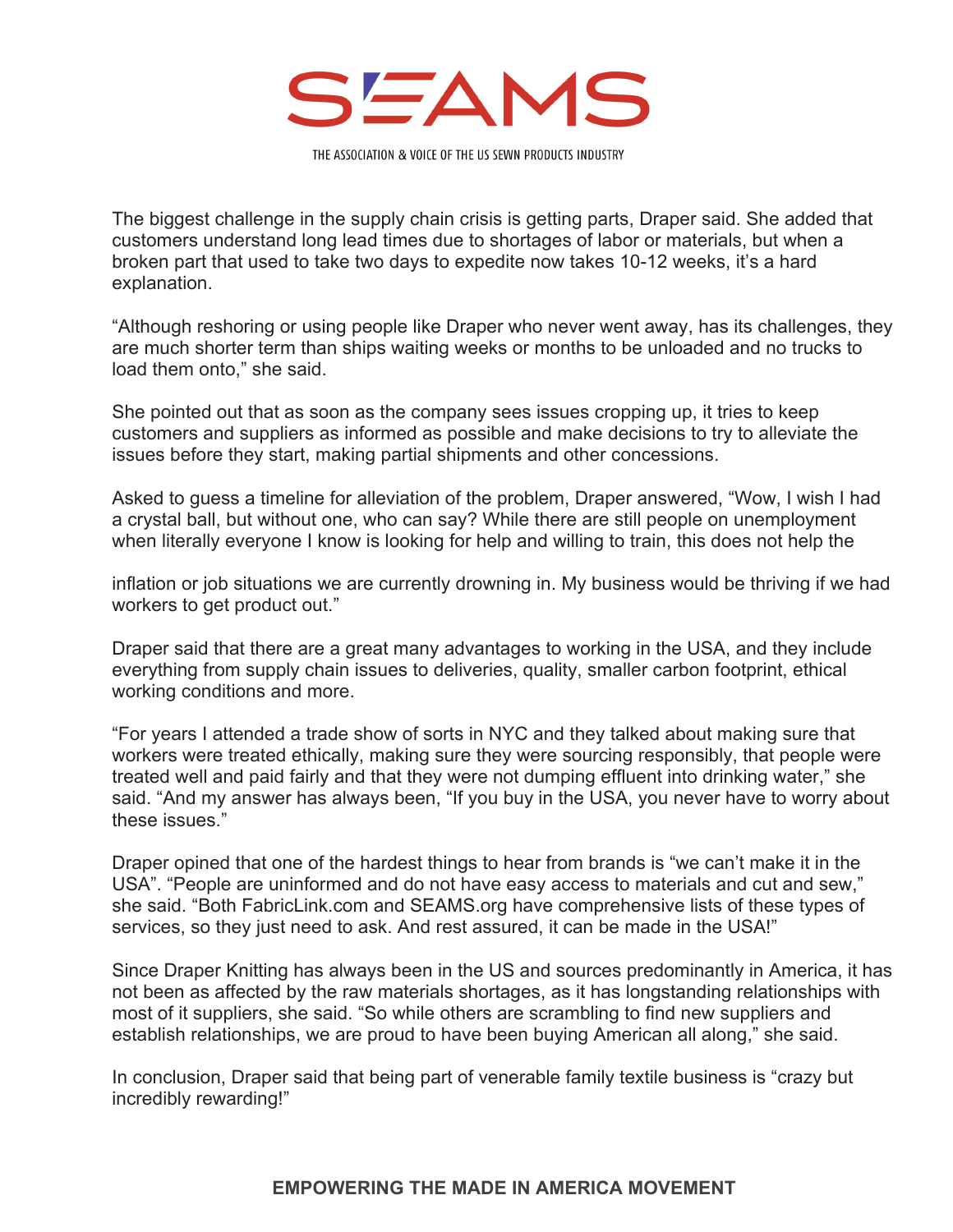The biggest challenge in the supply chain crisis is getting parts, Draper said. She added that customers understand long lead times due to shortages of labor or materials, but when a broken part that used to take two days to expedite now takes 10-12 weeks, it's a hard explanation.

"Although reshoring or using people like Draper who never went away, has its challenges, they are much shorter term than ships waiting weeks or months to be unloaded and no trucks to load them onto," she said.

She pointed out that as soon as the company sees issues cropping up, it tries to keep customers and suppliers as informed as possible and make decisions to try to alleviate the issues before they start, making partial shipments and other concessions.

Asked to guess a timeline for alleviation of the problem, Draper answered, "Wow, I wish I had a crystal ball, but without one, who can say? While there are still people on unemployment when literally everyone I know is looking for help and willing to train, this does not help the inflation or job situations we are currently drowning in. My business would be thriving if we had workers to get product out."

Draper said that there are a great many advantages to working in the USA, and they include everything from supply chain issues to deliveries, quality, smaller carbon footprint, ethical working conditions and more.

"For years I attended a trade show of sorts in NYC and they talked about making sure that workers were treated ethically, making sure they were sourcing responsibly, that people were treated well and paid fairly and that they were not dumping effluent into drinking water," she said. "And my answer has always been, "If you buy in the USA, you never have to worry about these issues."

Draper opined that one of the hardest things to hear from brands is "we can't make it in the USA". "People are uninformed and do not have easy access to materials and cut and sew," she said. "Both FabricLink.com and SEAMS.org have comprehensive lists of these types of services, so they just need to ask. And rest assured, it can be made in the USA!"

Since Draper Knitting has always been in the US and sources predominantly in America, it has not been as affected by the raw materials shortages, as it has longstanding relationships with most of it suppliers, she said. "So while others are scrambling to find new suppliers and establish relationships, we are proud to have been buying American all along," she said.

In conclusion, Draper said that being part of venerable family textile business is "crazy but incredibly rewarding!"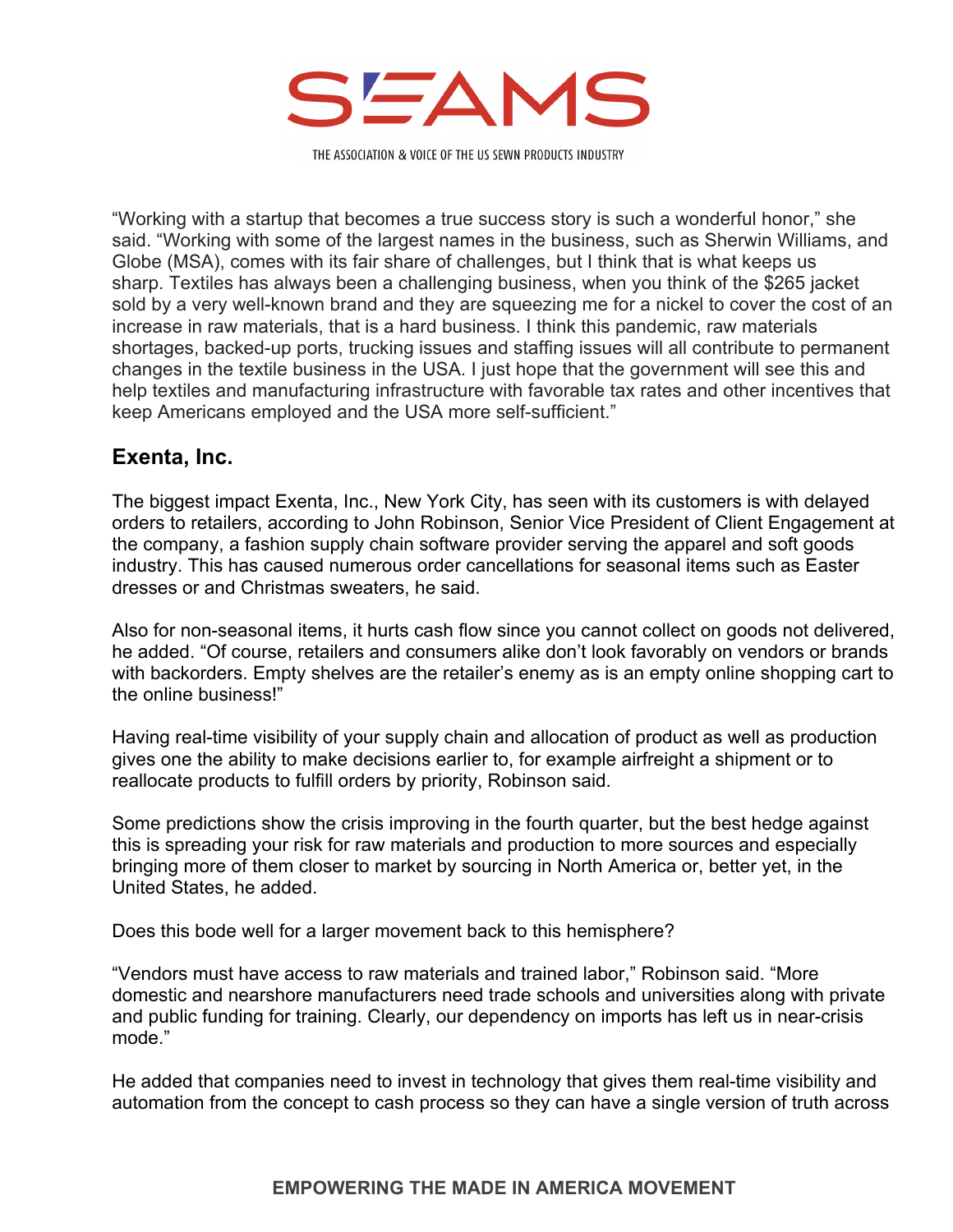"Working with a startup that becomes a true success story is such a wonderful honor," she said. "Working with some of the largest names in the business, such as Sherwin Williams, and Globe (MSA), comes with its fair share of challenges, but I think that is what keeps us sharp. Textiles has always been a challenging business, when you think of the $265 jacket sold by a very well-known brand and they are squeezing me for a nickel to cover the cost of an increase in raw materials, that is a hard business. I think this pandemic, raw materials shortages, backed-up ports, trucking issues and staffing issues will all contribute to permanent changes in the textile business in the USA. I just hope that the government will see this and help textiles and manufacturing infrastructure with favorable tax rates and other incentives that keep Americans employed and the USA more self-sufficient."

## Exenta, Inc.

The biggest impact Exenta, Inc., New York City, has seen with its customers is with delayed orders to retailers, according to John Robinson, Senior Vice President of Client Engagement at the company, a fashion supply chain software provider serving the apparel and soft goods industry. This has caused numerous order cancellations for seasonal items such as Easter dresses or and Christmas sweaters, he said.

Also for non-seasonal items, it hurts cash flow since you cannot collect on goods not delivered, he added. "Of course, retailers and consumers alike don't look favorably on vendors or brands with backorders. Empty shelves are the retailer's enemy as is an empty online shopping cart to the online business!"

Having real-time visibility of your supply chain and allocation of product as well as production gives one the ability to make decisions earlier to, for example airfreight a shipment or to reallocate products to fulfill orders by priority, Robinson said.

Some predictions show the crisis improving in the fourth quarter, but the best hedge against this is spreading your risk for raw materials and production to more sources and especially bringing more of them closer to market by sourcing in North America or, better yet, in the United States, he added.

Does this bode well for a larger movement back to this hemisphere?

"Vendors must have access to raw materials and trained labor," Robinson said. "More domestic and nearshore manufacturers need trade schools and universities along with private and public funding for training. Clearly, our dependency on imports has left us in near-crisis mode."

He added that companies need to invest in technology that gives them real-time visibility and automation from the concept to cash process so they can have a single version of truth across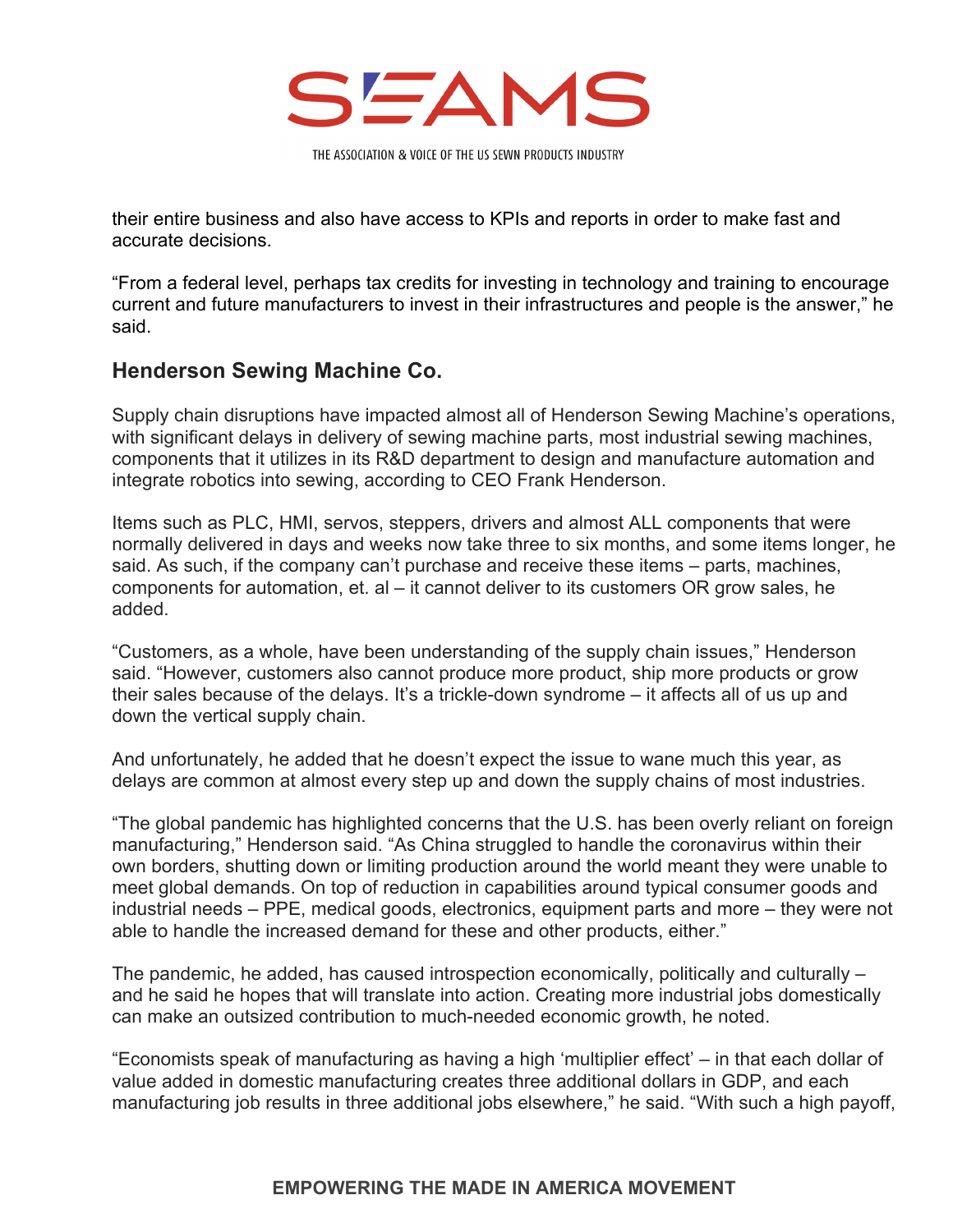their entire business and also have access to KPIs and reports in order to make fast and accurate decisions.

"From a federal level, perhaps tax credits for investing in technology and training to encourage current and future manufacturers to invest in their infrastructures and people is the answer," he said.

## Henderson Sewing Machine Co.

Supply chain disruptions have impacted almost all of Henderson Sewing Machine's operations, with significant delays in delivery of sewing machine parts, most industrial sewing machines, components that it utilizes in its R&D department to design and manufacture automation and integrate robotics into sewing, according to CEO Frank Henderson.

Items such as PLC, HMI, servos, steppers, drivers and almost ALL components that were normally delivered in days and weeks now take three to six months, and some items longer, he said. As such, if the company can't purchase and receive these items – parts, machines, components for automation, et. al – it cannot deliver to its customers OR grow sales, he added.

"Customers, as a whole, have been understanding of the supply chain issues," Henderson said. "However, customers also cannot produce more product, ship more products or grow their sales because of the delays. It's a trickle-down syndrome – it affects all of us up and down the vertical supply chain.

And unfortunately, he added that he doesn't expect the issue to wane much this year, as delays are common at almost every step up and down the supply chains of most industries.

"The global pandemic has highlighted concerns that the U.S. has been overly reliant on foreign manufacturing," Henderson said. "As China struggled to handle the coronavirus within their own borders, shutting down or limiting production around the world meant they were unable to meet global demands. On top of reduction in capabilities around typical consumer goods and industrial needs – PPE, medical goods, electronics, equipment parts and more – they were not able to handle the increased demand for these and other products, either."

The pandemic, he added, has caused introspection economically, politically and culturally – and he said he hopes that will translate into action. Creating more industrial jobs domestically can make an outsized contribution to much-needed economic growth, he noted.

"Economists speak of manufacturing as having a high 'multiplier effect' – in that each dollar of value added in domestic manufacturing creates three additional dollars in GDP, and each manufacturing job results in three additional jobs elsewhere," he said. "With such a high payoff,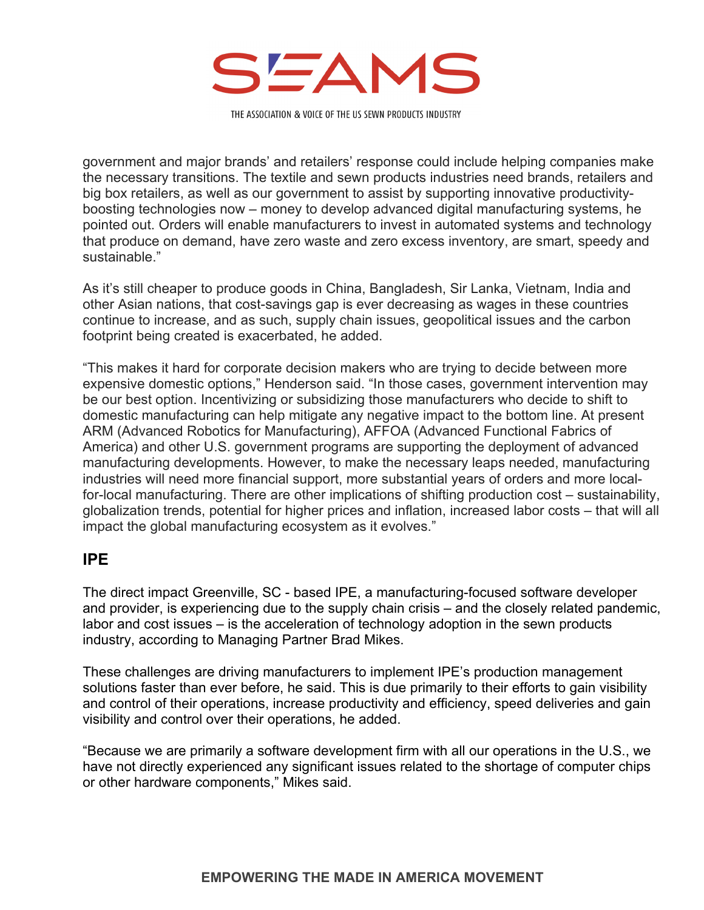government and major brands' and retailers' response could include helping companies make the necessary transitions. The textile and sewn products industries need brands, retailers and big box retailers, as well as our government to assist by supporting innovative productivity-boosting technologies now – money to develop advanced digital manufacturing systems, he pointed out. Orders will enable manufacturers to invest in automated systems and technology that produce on demand, have zero waste and zero excess inventory, are smart, speedy and sustainable."

As it's still cheaper to produce goods in China, Bangladesh, Sir Lanka, Vietnam, India and other Asian nations, that cost-savings gap is ever decreasing as wages in these countries continue to increase, and as such, supply chain issues, geopolitical issues and the carbon footprint being created is exacerbated, he added.

"This makes it hard for corporate decision makers who are trying to decide between more expensive domestic options," Henderson said. "In those cases, government intervention may be our best option. Incentivizing or subsidizing those manufacturers who decide to shift to domestic manufacturing can help mitigate any negative impact to the bottom line. At present ARM (Advanced Robotics for Manufacturing), AFFOA (Advanced Functional Fabrics of America) and other U.S. government programs are supporting the deployment of advanced manufacturing developments. However, to make the necessary leaps needed, manufacturing industries will need more financial support, more substantial years of orders and more local-for-local manufacturing. There are other implications of shifting production cost – sustainability, globalization trends, potential for higher prices and inflation, increased labor costs – that will all impact the global manufacturing ecosystem as it evolves."

## IPE

The direct impact Greenville, SC - based IPE, a manufacturing-focused software developer and provider, is experiencing due to the supply chain crisis – and the closely related pandemic, labor and cost issues – is the acceleration of technology adoption in the sewn products industry, according to Managing Partner Brad Mikes.

These challenges are driving manufacturers to implement IPE's production management solutions faster than ever before, he said. This is due primarily to their efforts to gain visibility and control of their operations, increase productivity and efficiency, speed deliveries and gain visibility and control over their operations, he added.

"Because we are primarily a software development firm with all our operations in the U.S., we have not directly experienced any significant issues related to the shortage of computer chips or other hardware components," Mikes said.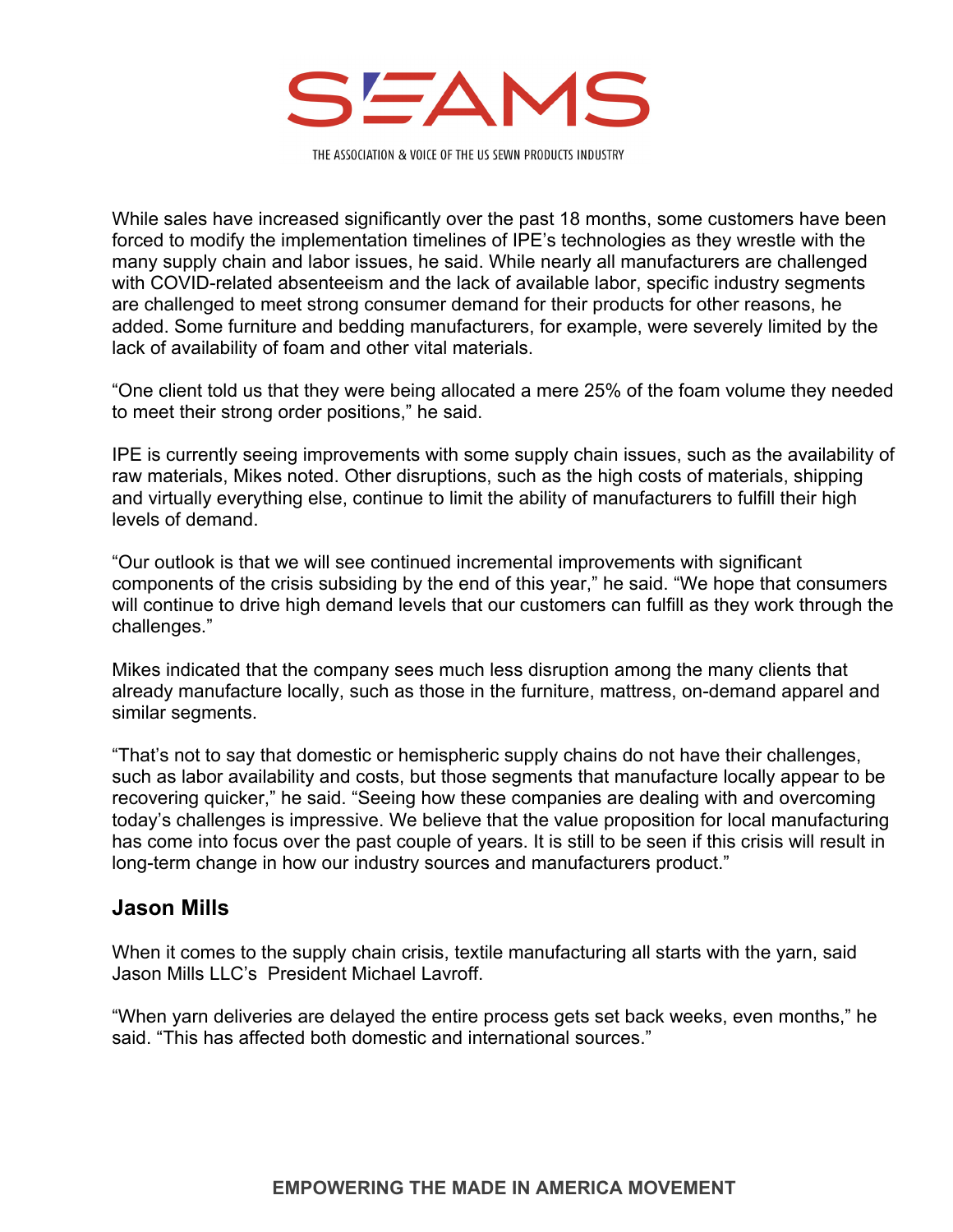While sales have increased significantly over the past 18 months, some customers have been forced to modify the implementation timelines of IPE's technologies as they wrestle with the many supply chain and labor issues, he said. While nearly all manufacturers are challenged with COVID-related absenteeism and the lack of available labor, specific industry segments are challenged to meet strong consumer demand for their products for other reasons, he added. Some furniture and bedding manufacturers, for example, were severely limited by the lack of availability of foam and other vital materials.

"One client told us that they were being allocated a mere 25% of the foam volume they needed to meet their strong order positions," he said.

IPE is currently seeing improvements with some supply chain issues, such as the availability of raw materials, Mikes noted. Other disruptions, such as the high costs of materials, shipping and virtually everything else, continue to limit the ability of manufacturers to fulfill their high levels of demand.

"Our outlook is that we will see continued incremental improvements with significant components of the crisis subsiding by the end of this year," he said. "We hope that consumers will continue to drive high demand levels that our customers can fulfill as they work through the challenges."

Mikes indicated that the company sees much less disruption among the many clients that already manufacture locally, such as those in the furniture, mattress, on-demand apparel and similar segments.

"That's not to say that domestic or hemispheric supply chains do not have their challenges, such as labor availability and costs, but those segments that manufacture locally appear to be recovering quicker," he said. "Seeing how these companies are dealing with and overcoming today's challenges is impressive. We believe that the value proposition for local manufacturing has come into focus over the past couple of years. It is still to be seen if this crisis will result in long-term change in how our industry sources and manufacturers product."

## Jason Mills

When it comes to the supply chain crisis, textile manufacturing all starts with the yarn, said Jason Mills LLC's President Michael Lavroff.

"When yarn deliveries are delayed the entire process gets set back weeks, even months," he said. "This has affected both domestic and international sources."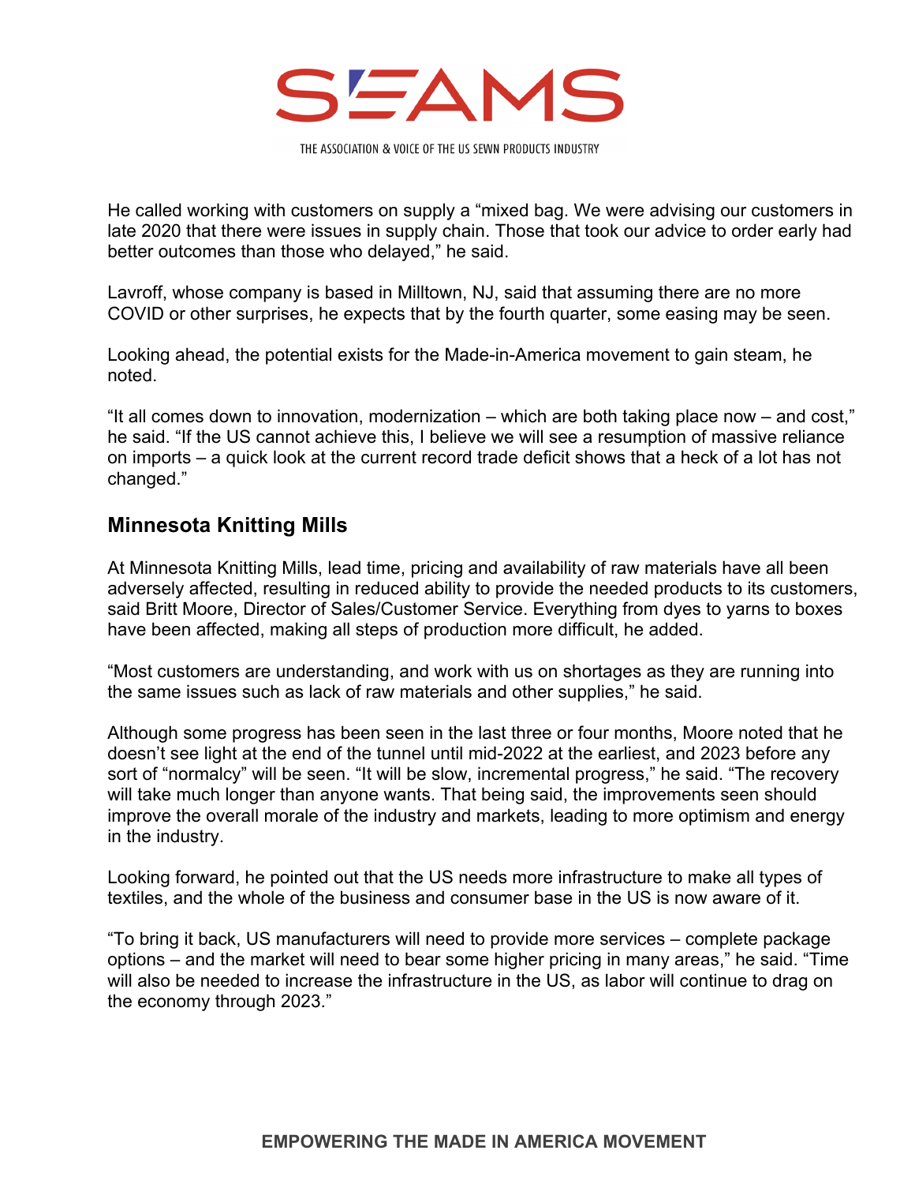He called working with customers on supply a "mixed bag. We were advising our customers in late 2020 that there were issues in supply chain. Those that took our advice to order early had better outcomes than those who delayed," he said.

Lavroff, whose company is based in Milltown, NJ, said that assuming there are no more COVID or other surprises, he expects that by the fourth quarter, some easing may be seen.

Looking ahead, the potential exists for the Made-in-America movement to gain steam, he noted.

"It all comes down to innovation, modernization – which are both taking place now – and cost," he said. "If the US cannot achieve this, I believe we will see a resumption of massive reliance on imports – a quick look at the current record trade deficit shows that a heck of a lot has not changed."

## Minnesota Knitting Mills

At Minnesota Knitting Mills, lead time, pricing and availability of raw materials have all been adversely affected, resulting in reduced ability to provide the needed products to its customers, said Britt Moore, Director of Sales/Customer Service. Everything from dyes to yarns to boxes have been affected, making all steps of production more difficult, he added.

"Most customers are understanding, and work with us on shortages as they are running into the same issues such as lack of raw materials and other supplies," he said.

Although some progress has been seen in the last three or four months, Moore noted that he doesn't see light at the end of the tunnel until mid-2022 at the earliest, and 2023 before any sort of "normalcy" will be seen. "It will be slow, incremental progress," he said. "The recovery will take much longer than anyone wants. That being said, the improvements seen should improve the overall morale of the industry and markets, leading to more optimism and energy in the industry.

Looking forward, he pointed out that the US needs more infrastructure to make all types of textiles, and the whole of the business and consumer base in the US is now aware of it.

"To bring it back, US manufacturers will need to provide more services – complete package options – and the market will need to bear some higher pricing in many areas," he said. "Time will also be needed to increase the infrastructure in the US, as labor will continue to drag on the economy through 2023."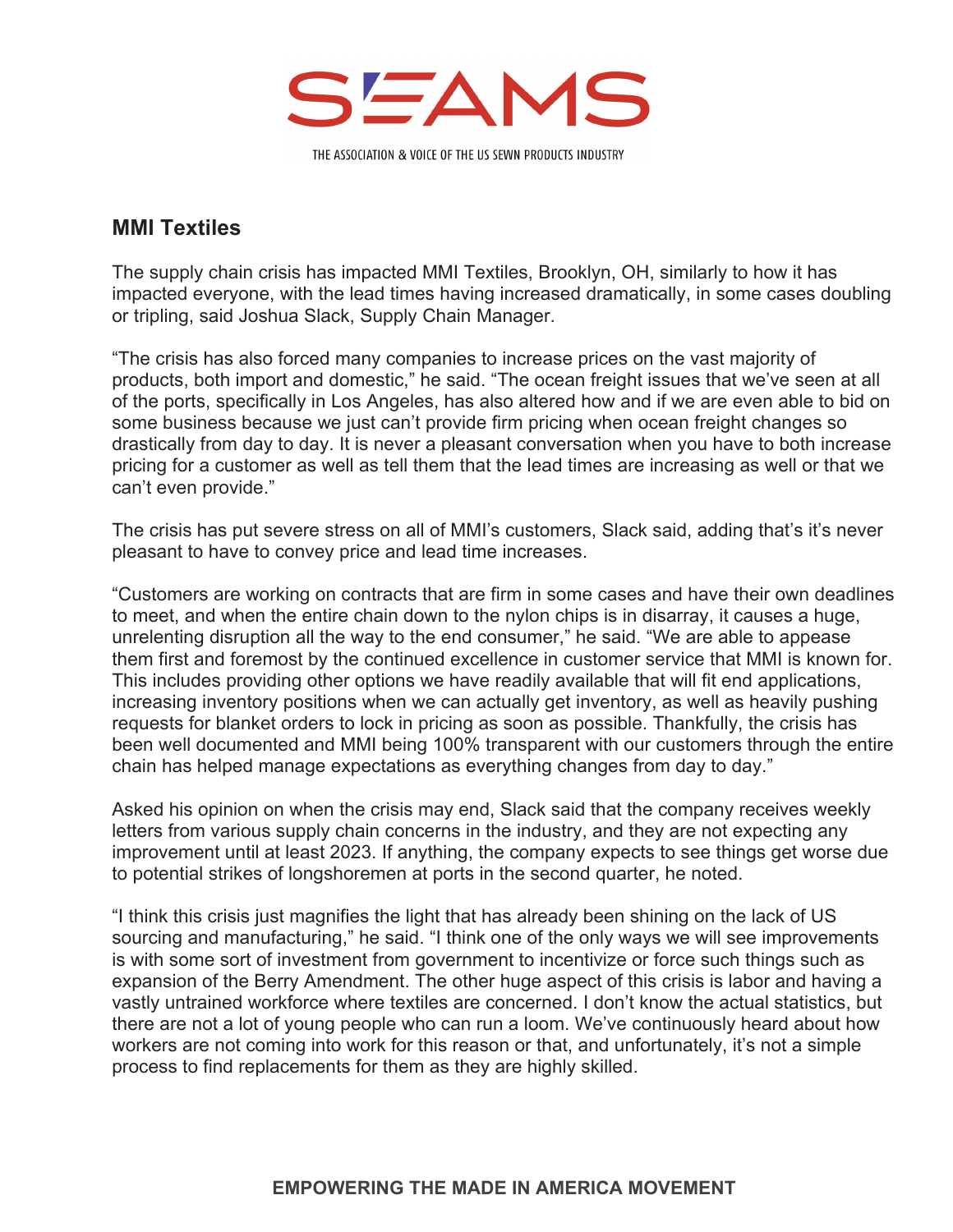## MMI Textiles

The supply chain crisis has impacted MMI Textiles, Brooklyn, OH, similarly to how it has impacted everyone, with the lead times having increased dramatically, in some cases doubling or tripling, said Joshua Slack, Supply Chain Manager.

"The crisis has also forced many companies to increase prices on the vast majority of products, both import and domestic," he said. "The ocean freight issues that we've seen at all of the ports, specifically in Los Angeles, has also altered how and if we are even able to bid on some business because we just can't provide firm pricing when ocean freight changes so drastically from day to day. It is never a pleasant conversation when you have to both increase pricing for a customer as well as tell them that the lead times are increasing as well or that we can't even provide."

The crisis has put severe stress on all of MMI's customers, Slack said, adding that's it's never pleasant to have to convey price and lead time increases.

"Customers are working on contracts that are firm in some cases and have their own deadlines to meet, and when the entire chain down to the nylon chips is in disarray, it causes a huge, unrelenting disruption all the way to the end consumer," he said. "We are able to appease them first and foremost by the continued excellence in customer service that MMI is known for. This includes providing other options we have readily available that will fit end applications, increasing inventory positions when we can actually get inventory, as well as heavily pushing requests for blanket orders to lock in pricing as soon as possible. Thankfully, the crisis has been well documented and MMI being 100% transparent with our customers through the entire chain has helped manage expectations as everything changes from day to day."

Asked his opinion on when the crisis may end, Slack said that the company receives weekly letters from various supply chain concerns in the industry, and they are not expecting any improvement until at least 2023. If anything, the company expects to see things get worse due to potential strikes of longshoremen at ports in the second quarter, he noted.

"I think this crisis just magnifies the light that has already been shining on the lack of US sourcing and manufacturing," he said. "I think one of the only ways we will see improvements is with some sort of investment from government to incentivize or force such things such as expansion of the Berry Amendment. The other huge aspect of this crisis is labor and having a vastly untrained workforce where textiles are concerned. I don't know the actual statistics, but there are not a lot of young people who can run a loom. We've continuously heard about how workers are not coming into work for this reason or that, and unfortunately, it's not a simple process to find replacements for them as they are highly skilled.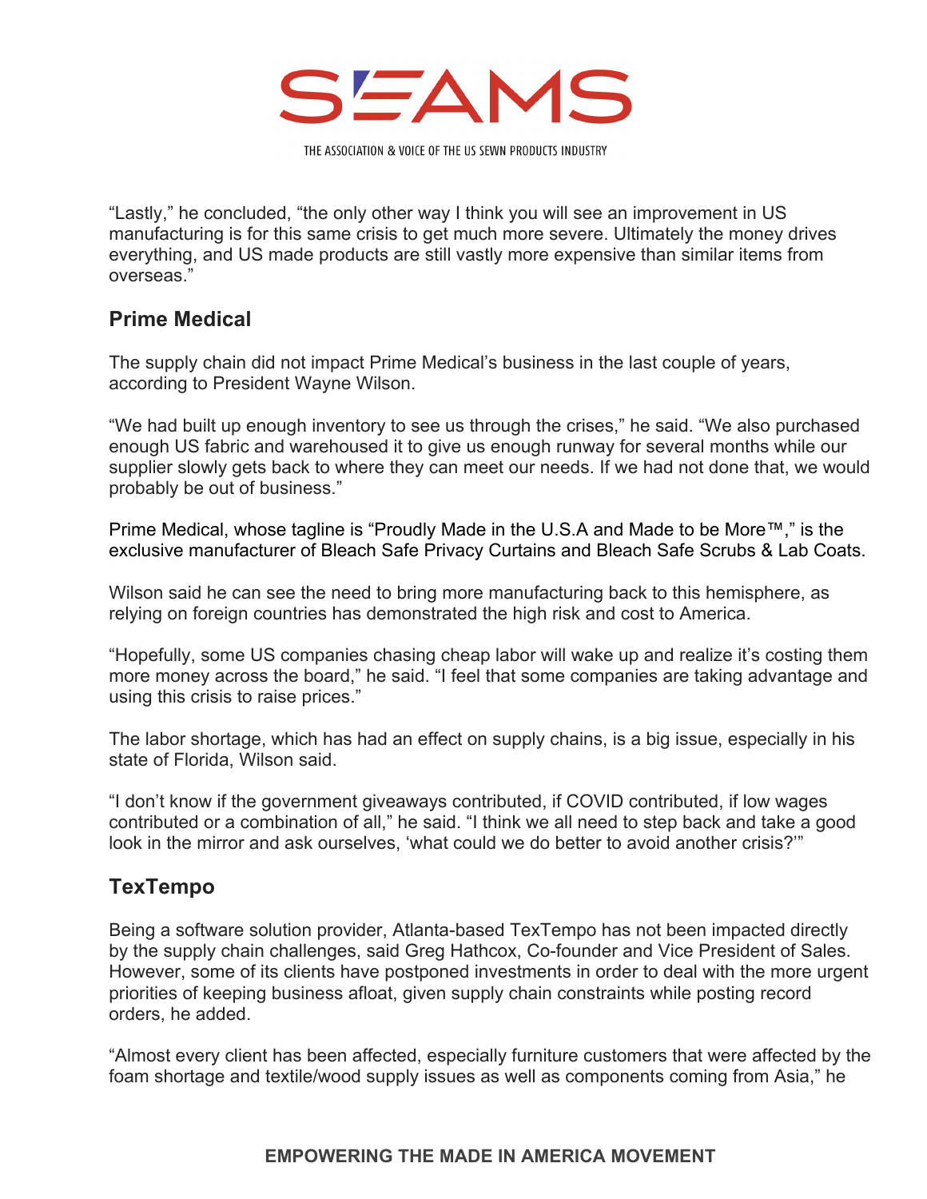"Lastly," he concluded, "the only other way I think you will see an improvement in US manufacturing is for this same crisis to get much more severe. Ultimately the money drives everything, and US made products are still vastly more expensive than similar items from overseas."

## Prime Medical

The supply chain did not impact Prime Medical's business in the last couple of years, according to President Wayne Wilson.

"We had built up enough inventory to see us through the crises," he said. "We also purchased enough US fabric and warehoused it to give us enough runway for several months while our supplier slowly gets back to where they can meet our needs. If we had not done that, we would probably be out of business."

Prime Medical, whose tagline is "Proudly Made in the U.S.A and Made to be More™," is the exclusive manufacturer of Bleach Safe Privacy Curtains and Bleach Safe Scrubs & Lab Coats.

Wilson said he can see the need to bring more manufacturing back to this hemisphere, as relying on foreign countries has demonstrated the high risk and cost to America.

"Hopefully, some US companies chasing cheap labor will wake up and realize it's costing them more money across the board," he said. "I feel that some companies are taking advantage and using this crisis to raise prices."

The labor shortage, which has had an effect on supply chains, is a big issue, especially in his state of Florida, Wilson said.

"I don't know if the government giveaways contributed, if COVID contributed, if low wages contributed or a combination of all," he said. "I think we all need to step back and take a good look in the mirror and ask ourselves, 'what could we do better to avoid another crisis?'"

## TexTempo

Being a software solution provider, Atlanta-based TexTempo has not been impacted directly by the supply chain challenges, said Greg Hathcox, Co-founder and Vice President of Sales. However, some of its clients have postponed investments in order to deal with the more urgent priorities of keeping business afloat, given supply chain constraints while posting record orders, he added.

"Almost every client has been affected, especially furniture customers that were affected by the foam shortage and textile/wood supply issues as well as components coming from Asia," he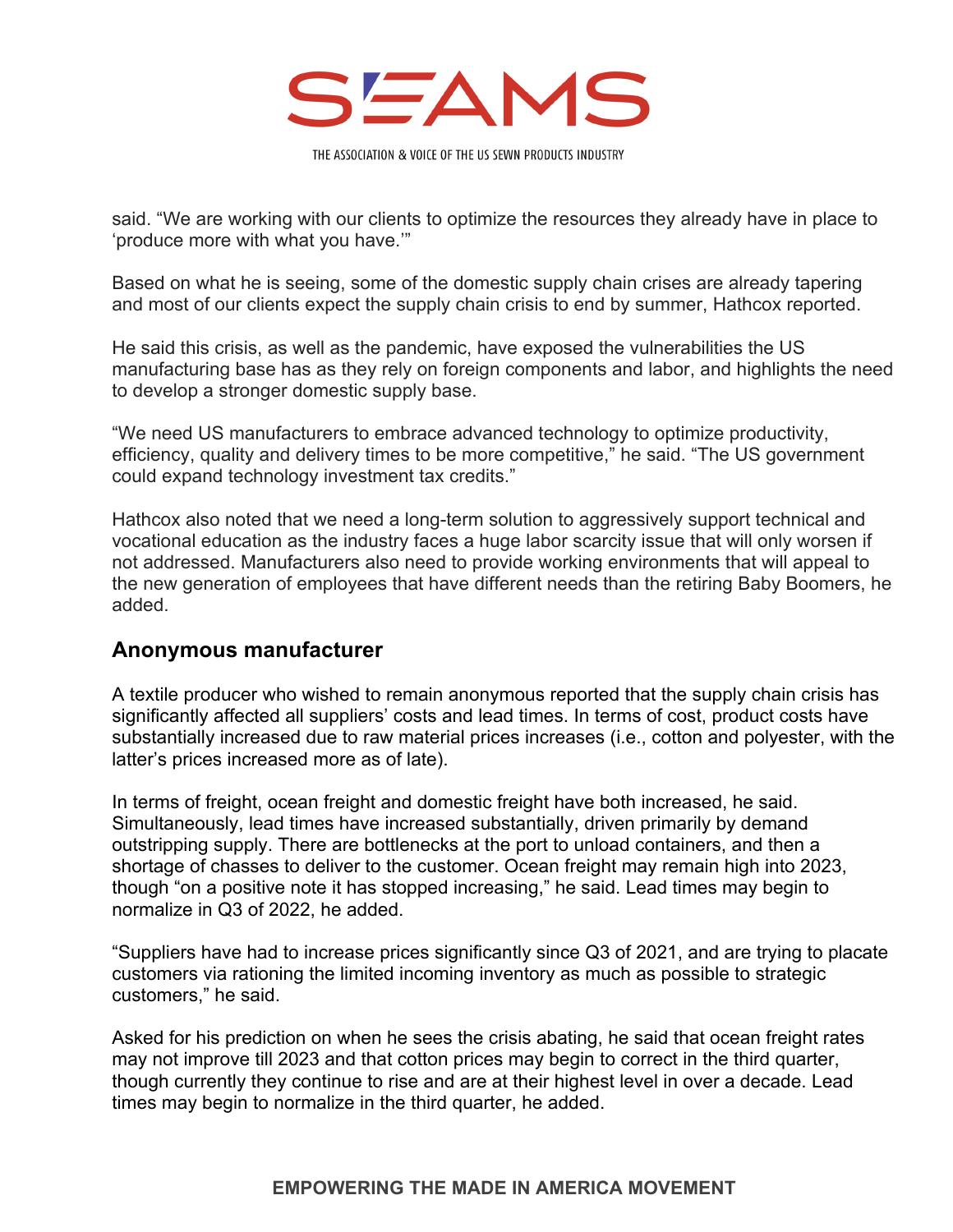said. "We are working with our clients to optimize the resources they already have in place to 'produce more with what you have.'"

Based on what he is seeing, some of the domestic supply chain crises are already tapering and most of our clients expect the supply chain crisis to end by summer, Hathcox reported.

He said this crisis, as well as the pandemic, have exposed the vulnerabilities the US manufacturing base has as they rely on foreign components and labor, and highlights the need to develop a stronger domestic supply base.

"We need US manufacturers to embrace advanced technology to optimize productivity, efficiency, quality and delivery times to be more competitive," he said. "The US government could expand technology investment tax credits."

Hathcox also noted that we need a long-term solution to aggressively support technical and vocational education as the industry faces a huge labor scarcity issue that will only worsen if not addressed. Manufacturers also need to provide working environments that will appeal to the new generation of employees that have different needs than the retiring Baby Boomers, he added.

## Anonymous manufacturer

A textile producer who wished to remain anonymous reported that the supply chain crisis has significantly affected all suppliers' costs and lead times. In terms of cost, product costs have substantially increased due to raw material prices increases (i.e., cotton and polyester, with the latter's prices increased more as of late).

In terms of freight, ocean freight and domestic freight have both increased, he said. Simultaneously, lead times have increased substantially, driven primarily by demand outstripping supply. There are bottlenecks at the port to unload containers, and then a shortage of chasses to deliver to the customer. Ocean freight may remain high into 2023, though "on a positive note it has stopped increasing," he said. Lead times may begin to normalize in Q3 of 2022, he added.

"Suppliers have had to increase prices significantly since Q3 of 2021, and are trying to placate customers via rationing the limited incoming inventory as much as possible to strategic customers," he said.

Asked for his prediction on when he sees the crisis abating, he said that ocean freight rates may not improve till 2023 and that cotton prices may begin to correct in the third quarter, though currently they continue to rise and are at their highest level in over a decade. Lead times may begin to normalize in the third quarter, he added.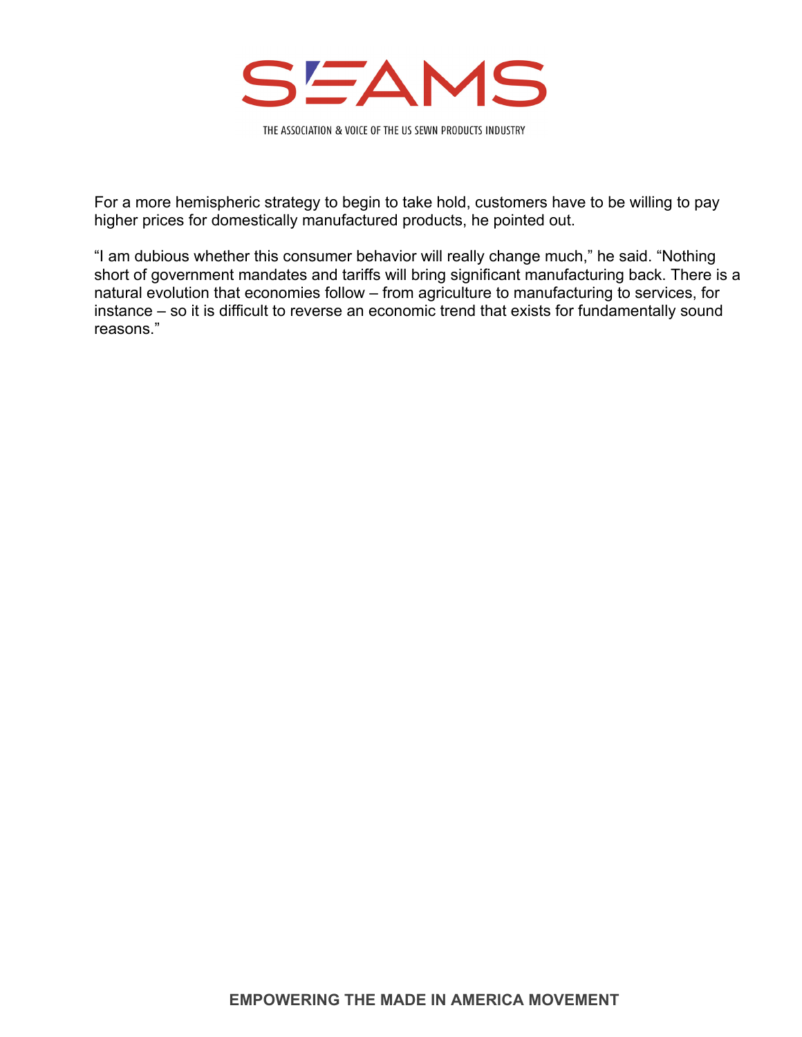For a more hemispheric strategy to begin to take hold, customers have to be willing to pay higher prices for domestically manufactured products, he pointed out.

“I am dubious whether this consumer behavior will really change much,” he said. “Nothing short of government mandates and tariffs will bring significant manufacturing back. There is a natural evolution that economies follow – from agriculture to manufacturing to services, for instance – so it is difficult to reverse an economic trend that exists for fundamentally sound reasons.”